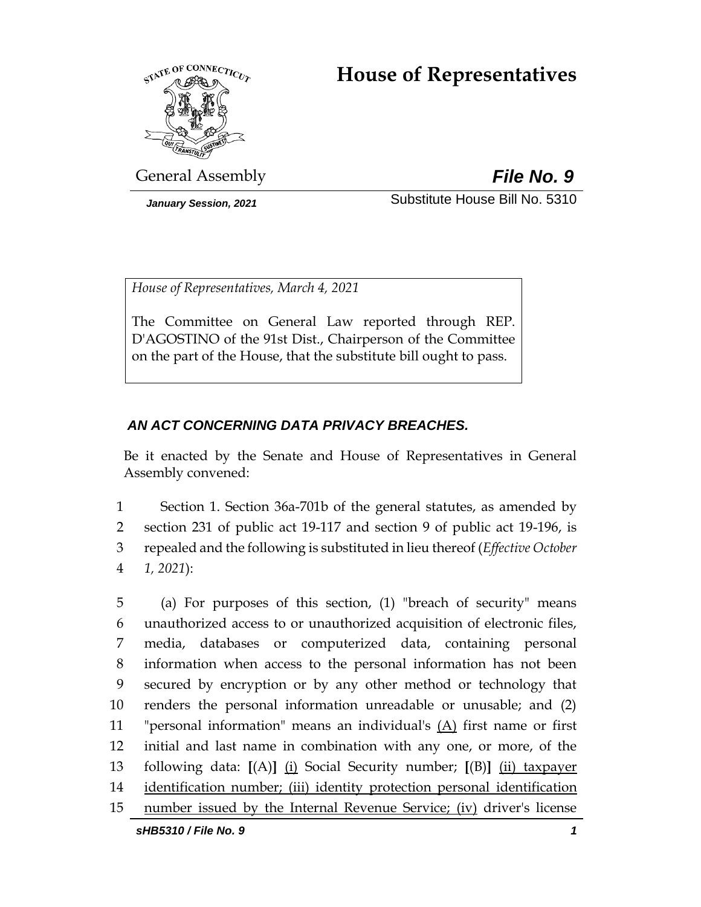# House of Representatives

General Assembly **File No. 9**

*January Session, 2021* Substitute House Bill No. 5310

*House of Representatives, March 4, 2021*

The Committee on General Law reported through REP. D'AGOSTINO of the 91st Dist., Chairperson of the Committee on the part of the House, that the substitute bill ought to pass.

***AN ACT CONCERNING DATA PRIVACY BREACHES.***

Be it enacted by the Senate and House of Representatives in General Assembly convened:

1 Section 1. Section 36a-701b of the general statutes, as amended by
2 section 231 of public act 19-117 and section 9 of public act 19-196, is
3 repealed and the following is substituted in lieu thereof (*Effective October*
4 *1, 2021*):

5 (a) For purposes of this section, (1) "breach of security" means
6 unauthorized access to or unauthorized acquisition of electronic files,
7 media, databases or computerized data, containing personal
8 information when access to the personal information has not been
9 secured by encryption or by any other method or technology that
10 renders the personal information unreadable or unusable; and (2)
11 "personal information" means an individual's <u>(A)</u> first name or first
12 initial and last name in combination with any one, or more, of the
13 following data: **[**(A)**]** <u>(i)</u> Social Security number; **[**(B)**]** <u>(ii) taxpayer</u>
14 <u>identification number; (iii) identity protection personal identification</u>
15 <u>number issued by the Internal Revenue Service; (iv)</u> driver's license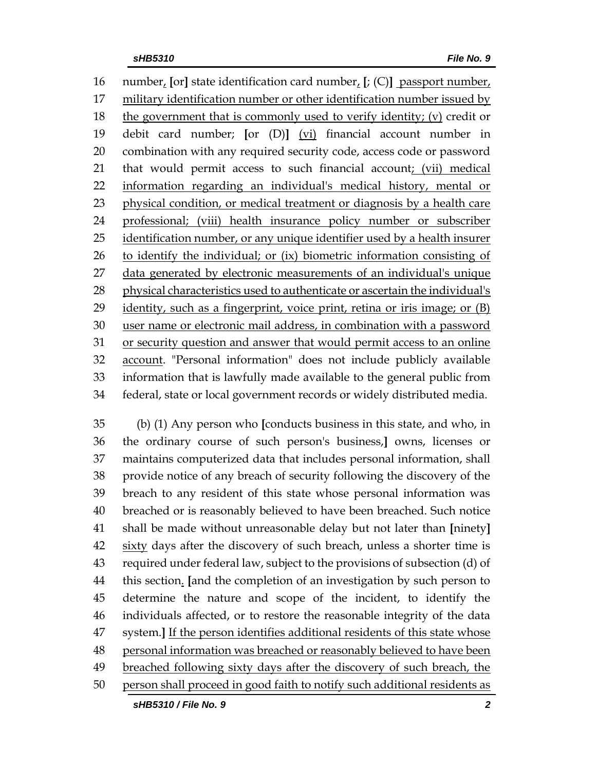16 number, [or] state identification card number, [; (C)] passport number,
17 military identification number or other identification number issued by
18 the government that is commonly used to verify identity; (v) credit or
19 debit card number; [or (D)] (vi) financial account number in
20 combination with any required security code, access code or password
21 that would permit access to such financial account; (vii) medical
22 information regarding an individual's medical history, mental or
23 physical condition, or medical treatment or diagnosis by a health care
24 professional; (viii) health insurance policy number or subscriber
25 identification number, or any unique identifier used by a health insurer
26 to identify the individual; or (ix) biometric information consisting of
27 data generated by electronic measurements of an individual's unique
28 physical characteristics used to authenticate or ascertain the individual's
29 identity, such as a fingerprint, voice print, retina or iris image; or (B)
30 user name or electronic mail address, in combination with a password
31 or security question and answer that would permit access to an online
32 account. "Personal information" does not include publicly available
33 information that is lawfully made available to the general public from
34 federal, state or local government records or widely distributed media.

35 (b) (1) Any person who [conducts business in this state, and who, in
36 the ordinary course of such person's business,] owns, licenses or
37 maintains computerized data that includes personal information, shall
38 provide notice of any breach of security following the discovery of the
39 breach to any resident of this state whose personal information was
40 breached or is reasonably believed to have been breached. Such notice
41 shall be made without unreasonable delay but not later than [ninety]
42 sixty days after the discovery of such breach, unless a shorter time is
43 required under federal law, subject to the provisions of subsection (d) of
44 this section. [and the completion of an investigation by such person to
45 determine the nature and scope of the incident, to identify the
46 individuals affected, or to restore the reasonable integrity of the data
47 system.] If the person identifies additional residents of this state whose
48 personal information was breached or reasonably believed to have been
49 breached following sixty days after the discovery of such breach, the
50 person shall proceed in good faith to notify such additional residents as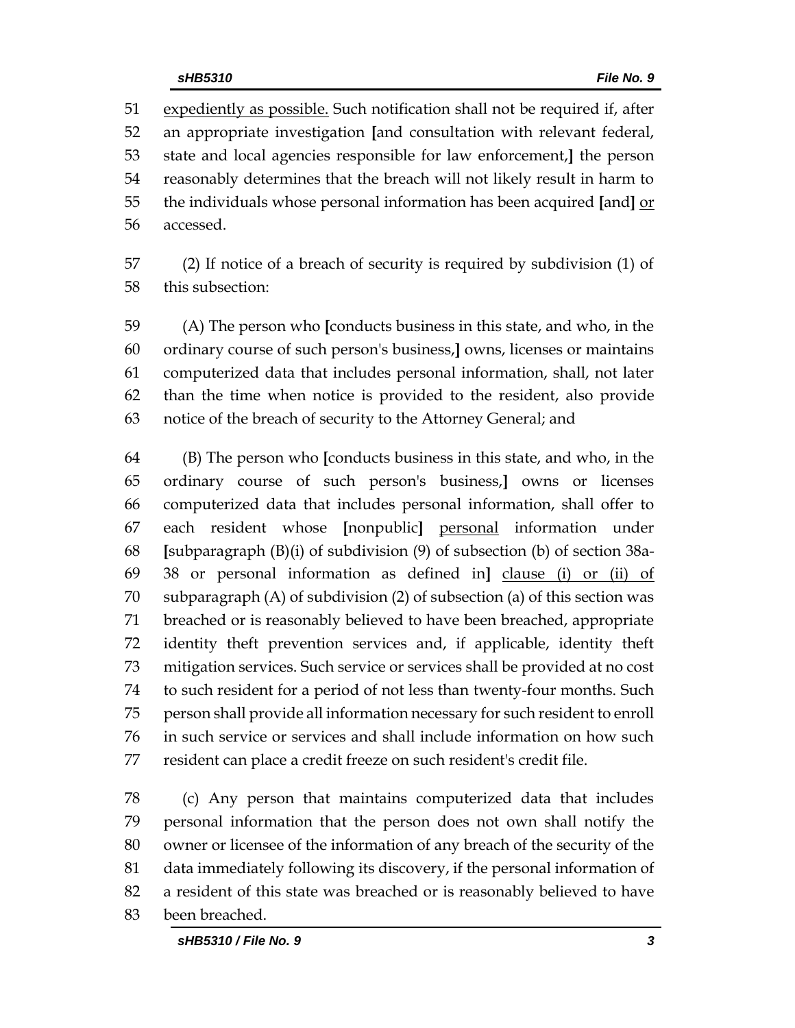51 expediently as possible. Such notification shall not be required if, after
52 an appropriate investigation [and consultation with relevant federal,
53 state and local agencies responsible for law enforcement,] the person
54 reasonably determines that the breach will not likely result in harm to
55 the individuals whose personal information has been acquired [and] or
56 accessed.

57 (2) If notice of a breach of security is required by subdivision (1) of
58 this subsection:

59 (A) The person who [conducts business in this state, and who, in the
60 ordinary course of such person's business,] owns, licenses or maintains
61 computerized data that includes personal information, shall, not later
62 than the time when notice is provided to the resident, also provide
63 notice of the breach of security to the Attorney General; and

64 (B) The person who [conducts business in this state, and who, in the
65 ordinary course of such person's business,] owns or licenses
66 computerized data that includes personal information, shall offer to
67 each resident whose [nonpublic] personal information under
68 [subparagraph (B)(i) of subdivision (9) of subsection (b) of section 38a-
69 38 or personal information as defined in] clause (i) or (ii) of
70 subparagraph (A) of subdivision (2) of subsection (a) of this section was
71 breached or is reasonably believed to have been breached, appropriate
72 identity theft prevention services and, if applicable, identity theft
73 mitigation services. Such service or services shall be provided at no cost
74 to such resident for a period of not less than twenty-four months. Such
75 person shall provide all information necessary for such resident to enroll
76 in such service or services and shall include information on how such
77 resident can place a credit freeze on such resident's credit file.

78 (c) Any person that maintains computerized data that includes
79 personal information that the person does not own shall notify the
80 owner or licensee of the information of any breach of the security of the
81 data immediately following its discovery, if the personal information of
82 a resident of this state was breached or is reasonably believed to have
83 been breached.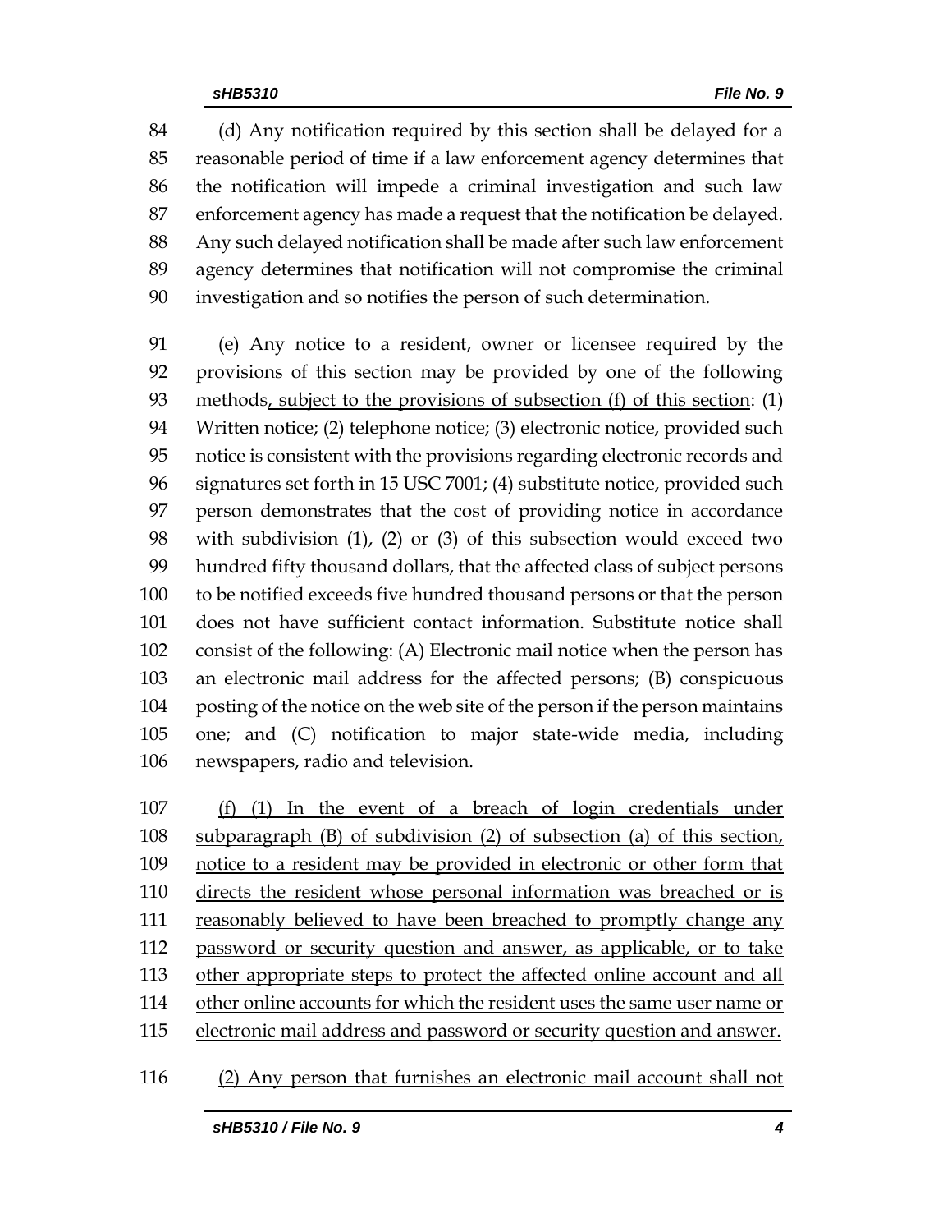84 (d) Any notification required by this section shall be delayed for a
85 reasonable period of time if a law enforcement agency determines that
86 the notification will impede a criminal investigation and such law
87 enforcement agency has made a request that the notification be delayed.
88 Any such delayed notification shall be made after such law enforcement
89 agency determines that notification will not compromise the criminal
90 investigation and so notifies the person of such determination.

91 (e) Any notice to a resident, owner or licensee required by the
92 provisions of this section may be provided by one of the following
93 methods<u>, subject to the provisions of subsection (f) of this section</u>: (1)
94 Written notice; (2) telephone notice; (3) electronic notice, provided such
95 notice is consistent with the provisions regarding electronic records and
96 signatures set forth in 15 USC 7001; (4) substitute notice, provided such
97 person demonstrates that the cost of providing notice in accordance
98 with subdivision (1), (2) or (3) of this subsection would exceed two
99 hundred fifty thousand dollars, that the affected class of subject persons
100 to be notified exceeds five hundred thousand persons or that the person
101 does not have sufficient contact information. Substitute notice shall
102 consist of the following: (A) Electronic mail notice when the person has
103 an electronic mail address for the affected persons; (B) conspicuous
104 posting of the notice on the web site of the person if the person maintains
105 one; and (C) notification to major state-wide media, including
106 newspapers, radio and television.

107 <u>(f) (1) In the event of a breach of login credentials under</u>
108 <u>subparagraph (B) of subdivision (2) of subsection (a) of this section,</u>
109 <u>notice to a resident may be provided in electronic or other form that</u>
110 <u>directs the resident whose personal information was breached or is</u>
111 <u>reasonably believed to have been breached to promptly change any</u>
112 <u>password or security question and answer, as applicable, or to take</u>
113 <u>other appropriate steps to protect the affected online account and all</u>
114 <u>other online accounts for which the resident uses the same user name or</u>
115 <u>electronic mail address and password or security question and answer.</u>

116 <u>(2) Any person that furnishes an electronic mail account shall not</u>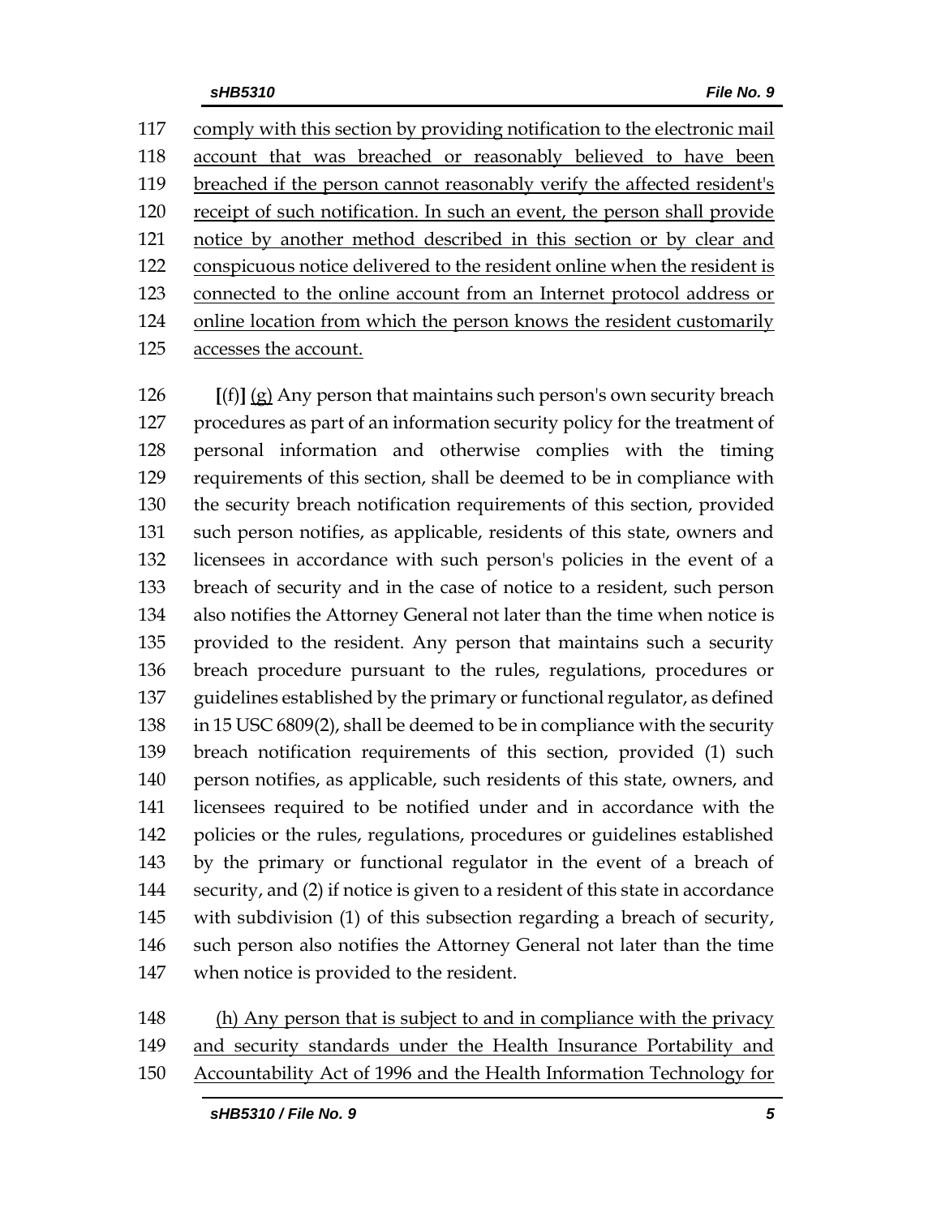comply with this section by providing notification to the electronic mail account that was breached or reasonably believed to have been breached if the person cannot reasonably verify the affected resident's receipt of such notification. In such an event, the person shall provide notice by another method described in this section or by clear and conspicuous notice delivered to the resident online when the resident is connected to the online account from an Internet protocol address or online location from which the person knows the resident customarily accesses the account.

[(f)] (g) Any person that maintains such person's own security breach procedures as part of an information security policy for the treatment of personal information and otherwise complies with the timing requirements of this section, shall be deemed to be in compliance with the security breach notification requirements of this section, provided such person notifies, as applicable, residents of this state, owners and licensees in accordance with such person's policies in the event of a breach of security and in the case of notice to a resident, such person also notifies the Attorney General not later than the time when notice is provided to the resident. Any person that maintains such a security breach procedure pursuant to the rules, regulations, procedures or guidelines established by the primary or functional regulator, as defined in 15 USC 6809(2), shall be deemed to be in compliance with the security breach notification requirements of this section, provided (1) such person notifies, as applicable, such residents of this state, owners, and licensees required to be notified under and in accordance with the policies or the rules, regulations, procedures or guidelines established by the primary or functional regulator in the event of a breach of security, and (2) if notice is given to a resident of this state in accordance with subdivision (1) of this subsection regarding a breach of security, such person also notifies the Attorney General not later than the time when notice is provided to the resident.

(h) Any person that is subject to and in compliance with the privacy and security standards under the Health Insurance Portability and Accountability Act of 1996 and the Health Information Technology for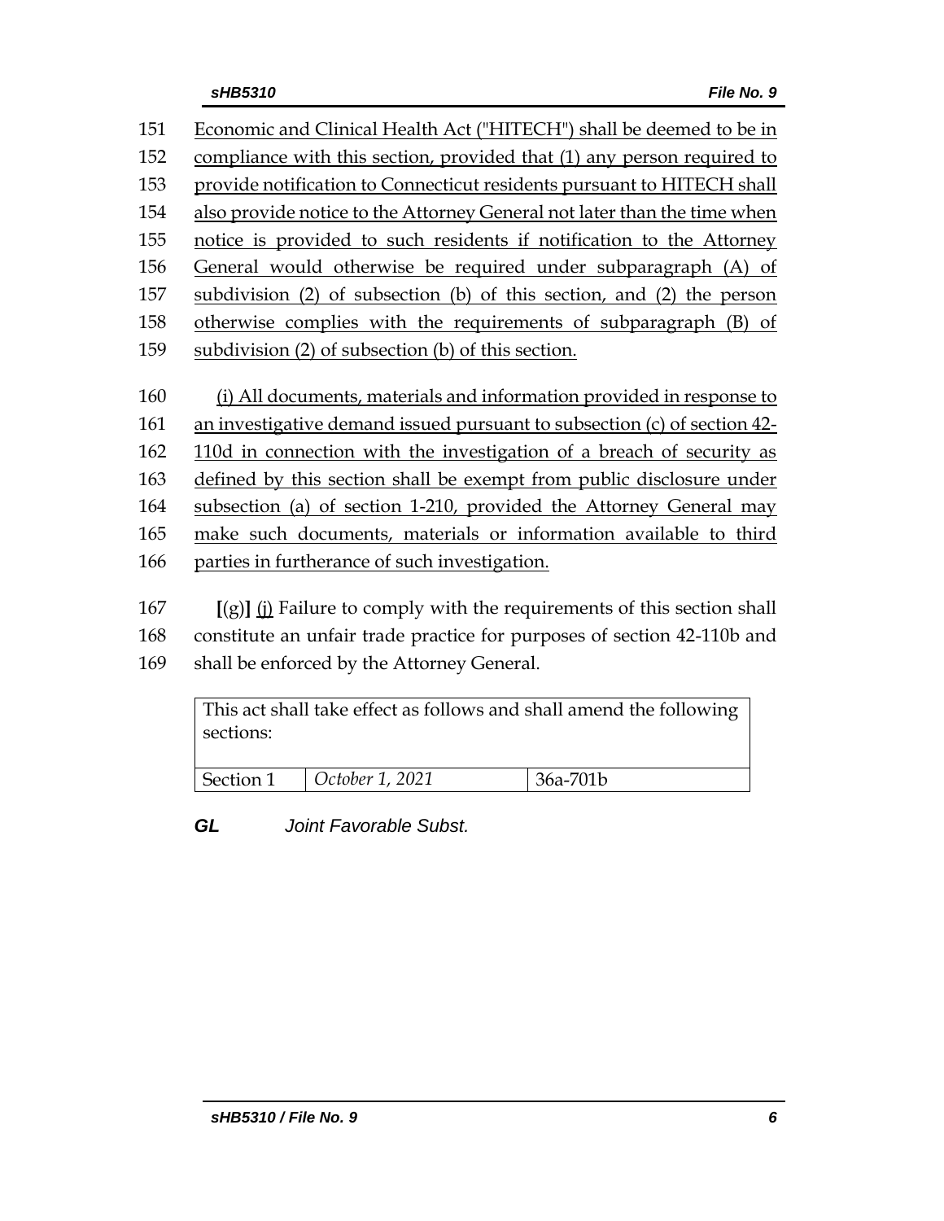151 Economic and Clinical Health Act ("HITECH") shall be deemed to be in
152 compliance with this section, provided that (1) any person required to
153 provide notification to Connecticut residents pursuant to HITECH shall
154 also provide notice to the Attorney General not later than the time when
155 notice is provided to such residents if notification to the Attorney
156 General would otherwise be required under subparagraph (A) of
157 subdivision (2) of subsection (b) of this section, and (2) the person
158 otherwise complies with the requirements of subparagraph (B) of
159 subdivision (2) of subsection (b) of this section.

160 (i) All documents, materials and information provided in response to
161 an investigative demand issued pursuant to subsection (c) of section 42-
162 110d in connection with the investigation of a breach of security as
163 defined by this section shall be exempt from public disclosure under
164 subsection (a) of section 1-210, provided the Attorney General may
165 make such documents, materials or information available to third
166 parties in furtherance of such investigation.

167 **[**(g)**]** (j) Failure to comply with the requirements of this section shall
168 constitute an unfair trade practice for purposes of section 42-110b and
169 shall be enforced by the Attorney General.

| This act shall take effect as follows and shall amend the following sections: | | |
|---|---|---|
| Section 1 | *October 1, 2021* | 36a-701b |

***GL*** *Joint Favorable Subst.*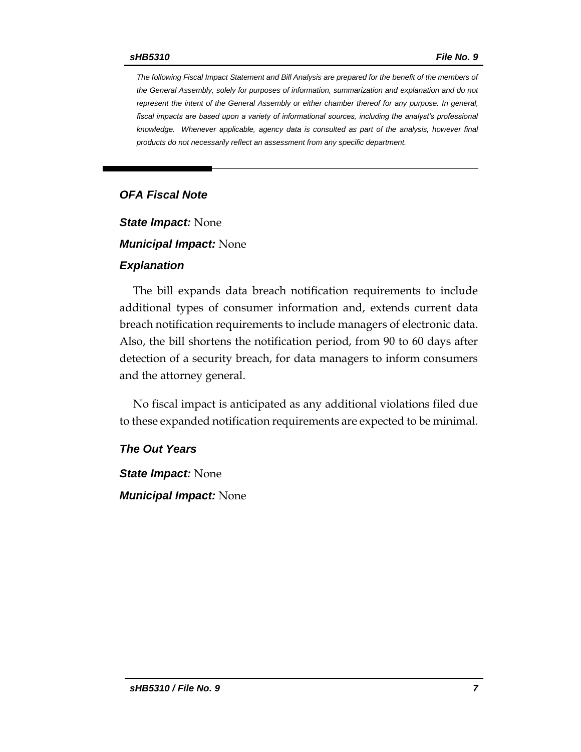*The following Fiscal Impact Statement and Bill Analysis are prepared for the benefit of the members of the General Assembly, solely for purposes of information, summarization and explanation and do not represent the intent of the General Assembly or either chamber thereof for any purpose. In general, fiscal impacts are based upon a variety of informational sources, including the analyst's professional knowledge. Whenever applicable, agency data is consulted as part of the analysis, however final products do not necessarily reflect an assessment from any specific department.*

## *OFA Fiscal Note*

***State Impact:*** None

***Municipal Impact:*** None

### *Explanation*

The bill expands data breach notification requirements to include additional types of consumer information and, extends current data breach notification requirements to include managers of electronic data. Also, the bill shortens the notification period, from 90 to 60 days after detection of a security breach, for data managers to inform consumers and the attorney general.

No fiscal impact is anticipated as any additional violations filed due to these expanded notification requirements are expected to be minimal.

### *The Out Years*

***State Impact:*** None

***Municipal Impact:*** None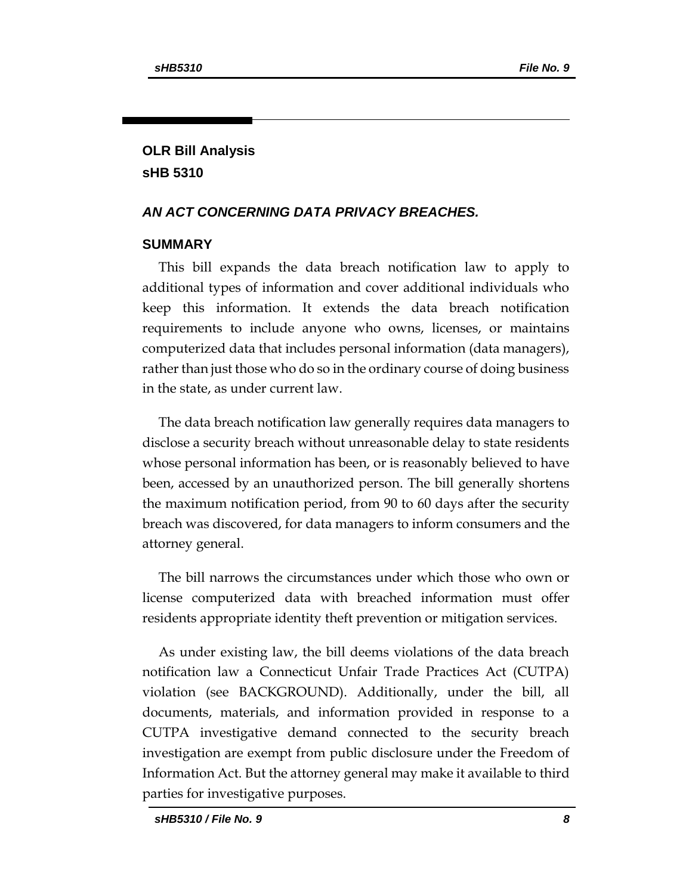## OLR Bill Analysis
## sHB 5310

### *AN ACT CONCERNING DATA PRIVACY BREACHES.*

### SUMMARY

This bill expands the data breach notification law to apply to additional types of information and cover additional individuals who keep this information. It extends the data breach notification requirements to include anyone who owns, licenses, or maintains computerized data that includes personal information (data managers), rather than just those who do so in the ordinary course of doing business in the state, as under current law.

The data breach notification law generally requires data managers to disclose a security breach without unreasonable delay to state residents whose personal information has been, or is reasonably believed to have been, accessed by an unauthorized person. The bill generally shortens the maximum notification period, from 90 to 60 days after the security breach was discovered, for data managers to inform consumers and the attorney general.

The bill narrows the circumstances under which those who own or license computerized data with breached information must offer residents appropriate identity theft prevention or mitigation services.

As under existing law, the bill deems violations of the data breach notification law a Connecticut Unfair Trade Practices Act (CUTPA) violation (see BACKGROUND). Additionally, under the bill, all documents, materials, and information provided in response to a CUTPA investigative demand connected to the security breach investigation are exempt from public disclosure under the Freedom of Information Act. But the attorney general may make it available to third parties for investigative purposes.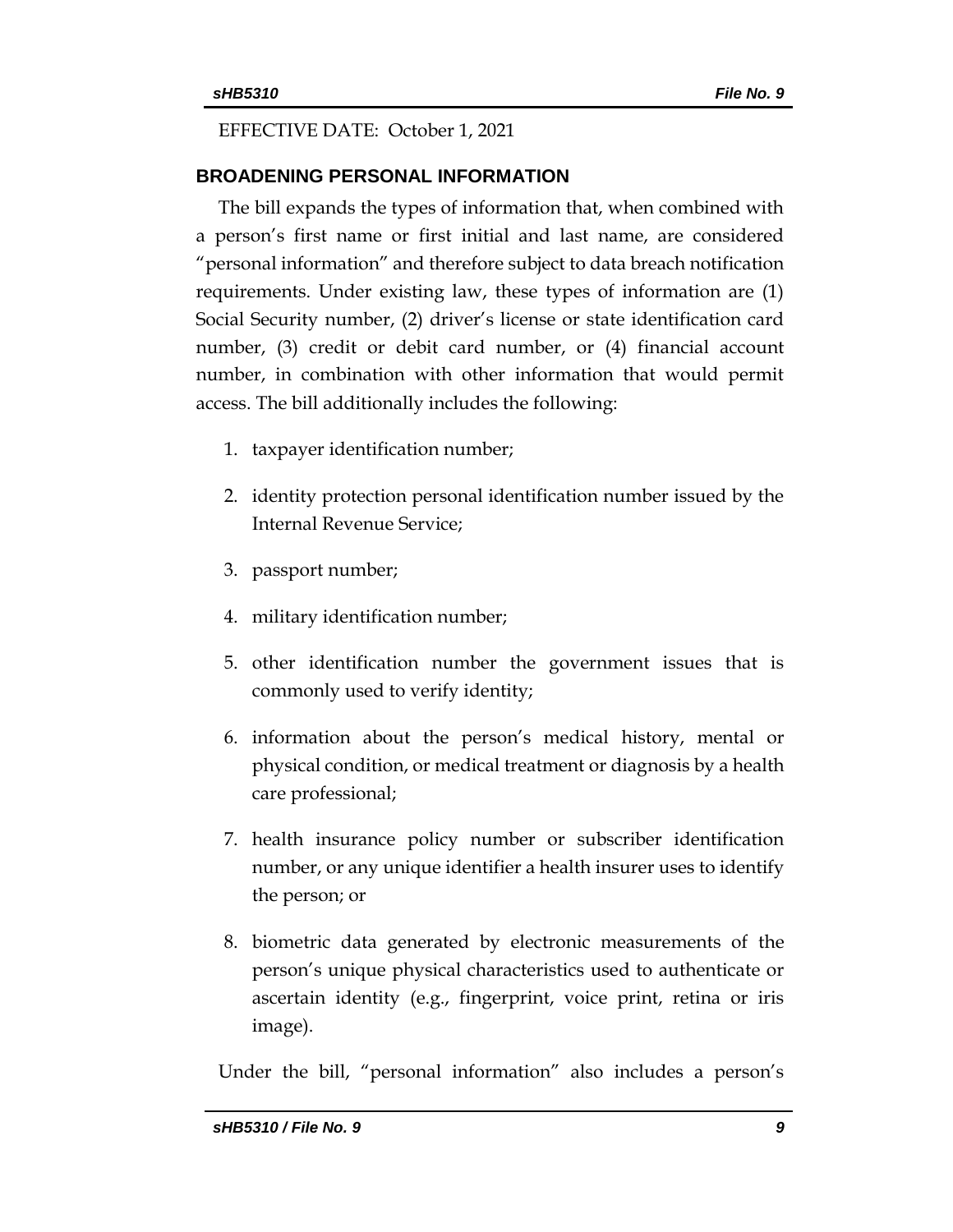EFFECTIVE DATE: October 1, 2021

## BROADENING PERSONAL INFORMATION

The bill expands the types of information that, when combined with a person's first name or first initial and last name, are considered "personal information" and therefore subject to data breach notification requirements. Under existing law, these types of information are (1) Social Security number, (2) driver's license or state identification card number, (3) credit or debit card number, or (4) financial account number, in combination with other information that would permit access. The bill additionally includes the following:

1. taxpayer identification number;
2. identity protection personal identification number issued by the Internal Revenue Service;
3. passport number;
4. military identification number;
5. other identification number the government issues that is commonly used to verify identity;
6. information about the person's medical history, mental or physical condition, or medical treatment or diagnosis by a health care professional;
7. health insurance policy number or subscriber identification number, or any unique identifier a health insurer uses to identify the person; or
8. biometric data generated by electronic measurements of the person's unique physical characteristics used to authenticate or ascertain identity (e.g., fingerprint, voice print, retina or iris image).

Under the bill, "personal information" also includes a person's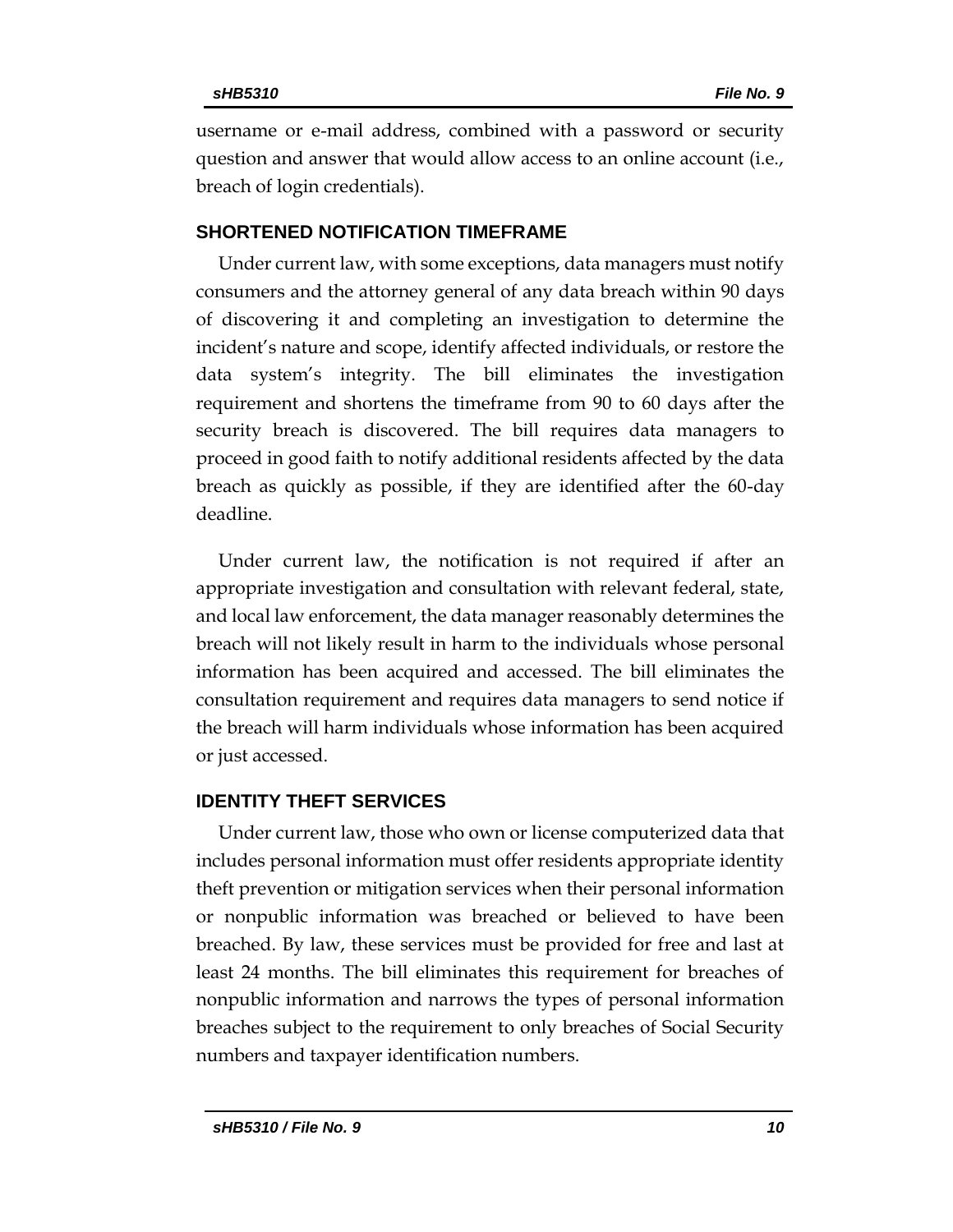username or e-mail address, combined with a password or security question and answer that would allow access to an online account (i.e., breach of login credentials).

## SHORTENED NOTIFICATION TIMEFRAME

Under current law, with some exceptions, data managers must notify consumers and the attorney general of any data breach within 90 days of discovering it and completing an investigation to determine the incident's nature and scope, identify affected individuals, or restore the data system's integrity. The bill eliminates the investigation requirement and shortens the timeframe from 90 to 60 days after the security breach is discovered. The bill requires data managers to proceed in good faith to notify additional residents affected by the data breach as quickly as possible, if they are identified after the 60-day deadline.

Under current law, the notification is not required if after an appropriate investigation and consultation with relevant federal, state, and local law enforcement, the data manager reasonably determines the breach will not likely result in harm to the individuals whose personal information has been acquired and accessed. The bill eliminates the consultation requirement and requires data managers to send notice if the breach will harm individuals whose information has been acquired or just accessed.

## IDENTITY THEFT SERVICES

Under current law, those who own or license computerized data that includes personal information must offer residents appropriate identity theft prevention or mitigation services when their personal information or nonpublic information was breached or believed to have been breached. By law, these services must be provided for free and last at least 24 months. The bill eliminates this requirement for breaches of nonpublic information and narrows the types of personal information breaches subject to the requirement to only breaches of Social Security numbers and taxpayer identification numbers.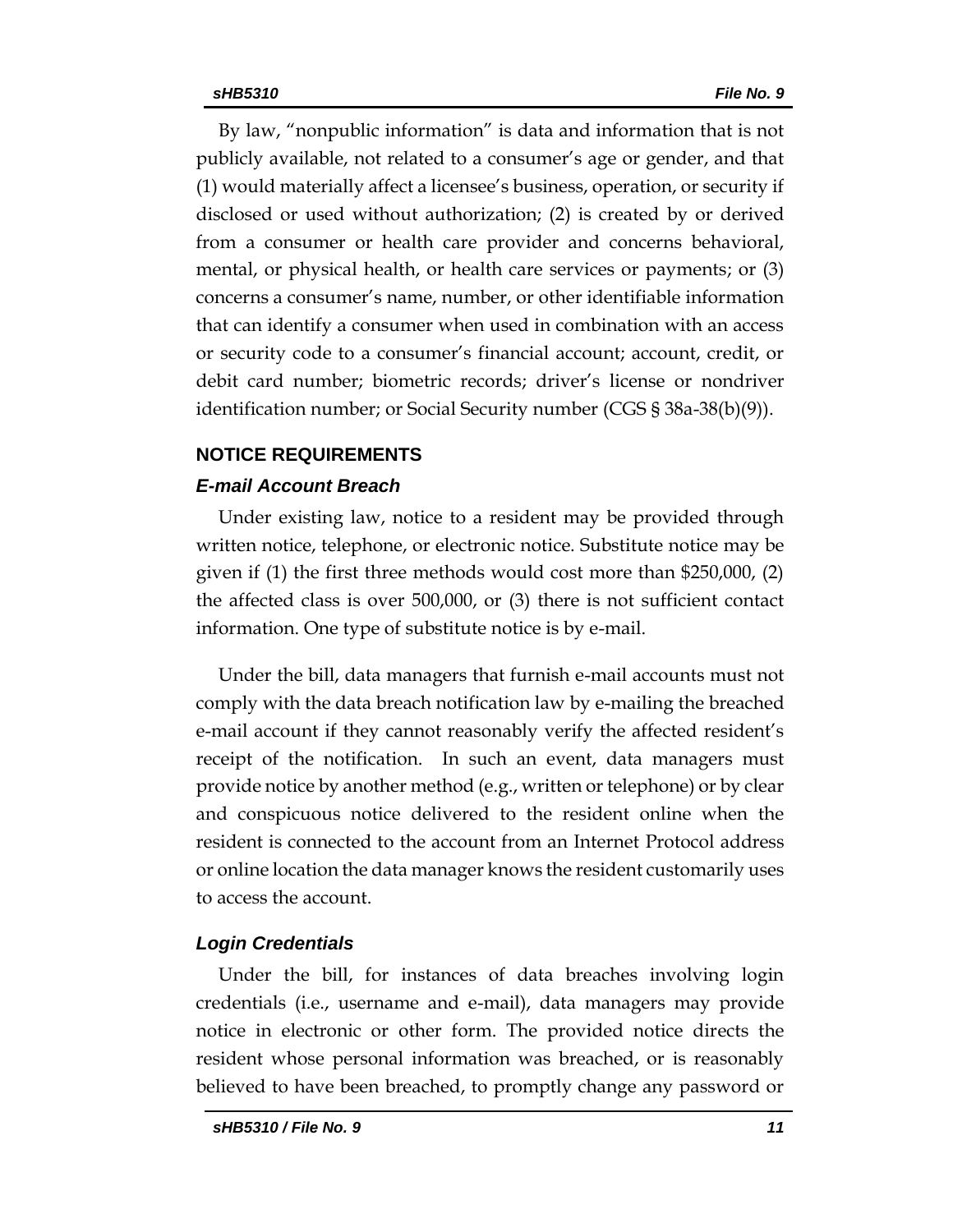By law, "nonpublic information" is data and information that is not publicly available, not related to a consumer's age or gender, and that (1) would materially affect a licensee's business, operation, or security if disclosed or used without authorization; (2) is created by or derived from a consumer or health care provider and concerns behavioral, mental, or physical health, or health care services or payments; or (3) concerns a consumer's name, number, or other identifiable information that can identify a consumer when used in combination with an access or security code to a consumer's financial account; account, credit, or debit card number; biometric records; driver's license or nondriver identification number; or Social Security number (CGS § 38a-38(b)(9)).

## NOTICE REQUIREMENTS

### *E-mail Account Breach*

Under existing law, notice to a resident may be provided through written notice, telephone, or electronic notice. Substitute notice may be given if (1) the first three methods would cost more than $250,000, (2) the affected class is over 500,000, or (3) there is not sufficient contact information. One type of substitute notice is by e-mail.

Under the bill, data managers that furnish e-mail accounts must not comply with the data breach notification law by e-mailing the breached e-mail account if they cannot reasonably verify the affected resident's receipt of the notification. In such an event, data managers must provide notice by another method (e.g., written or telephone) or by clear and conspicuous notice delivered to the resident online when the resident is connected to the account from an Internet Protocol address or online location the data manager knows the resident customarily uses to access the account.

### *Login Credentials*

Under the bill, for instances of data breaches involving login credentials (i.e., username and e-mail), data managers may provide notice in electronic or other form. The provided notice directs the resident whose personal information was breached, or is reasonably believed to have been breached, to promptly change any password or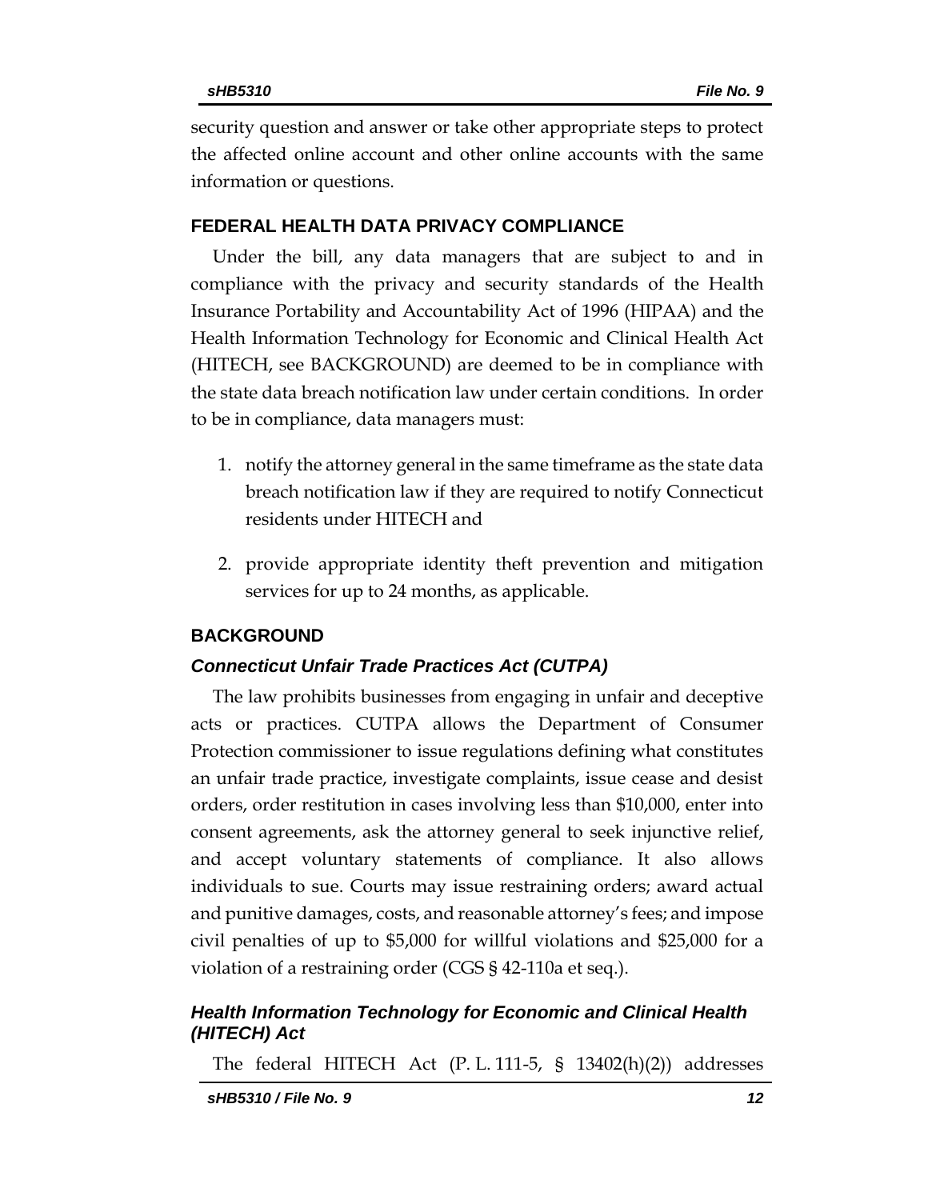security question and answer or take other appropriate steps to protect the affected online account and other online accounts with the same information or questions.

## FEDERAL HEALTH DATA PRIVACY COMPLIANCE

Under the bill, any data managers that are subject to and in compliance with the privacy and security standards of the Health Insurance Portability and Accountability Act of 1996 (HIPAA) and the Health Information Technology for Economic and Clinical Health Act (HITECH, see BACKGROUND) are deemed to be in compliance with the state data breach notification law under certain conditions. In order to be in compliance, data managers must:

1. notify the attorney general in the same timeframe as the state data breach notification law if they are required to notify Connecticut residents under HITECH and

2. provide appropriate identity theft prevention and mitigation services for up to 24 months, as applicable.

## BACKGROUND

### *Connecticut Unfair Trade Practices Act (CUTPA)*

The law prohibits businesses from engaging in unfair and deceptive acts or practices. CUTPA allows the Department of Consumer Protection commissioner to issue regulations defining what constitutes an unfair trade practice, investigate complaints, issue cease and desist orders, order restitution in cases involving less than $10,000, enter into consent agreements, ask the attorney general to seek injunctive relief, and accept voluntary statements of compliance. It also allows individuals to sue. Courts may issue restraining orders; award actual and punitive damages, costs, and reasonable attorney's fees; and impose civil penalties of up to $5,000 for willful violations and $25,000 for a violation of a restraining order (CGS § 42-110a et seq.).

### *Health Information Technology for Economic and Clinical Health (HITECH) Act*

The federal HITECH Act (P. L. 111-5, § 13402(h)(2)) addresses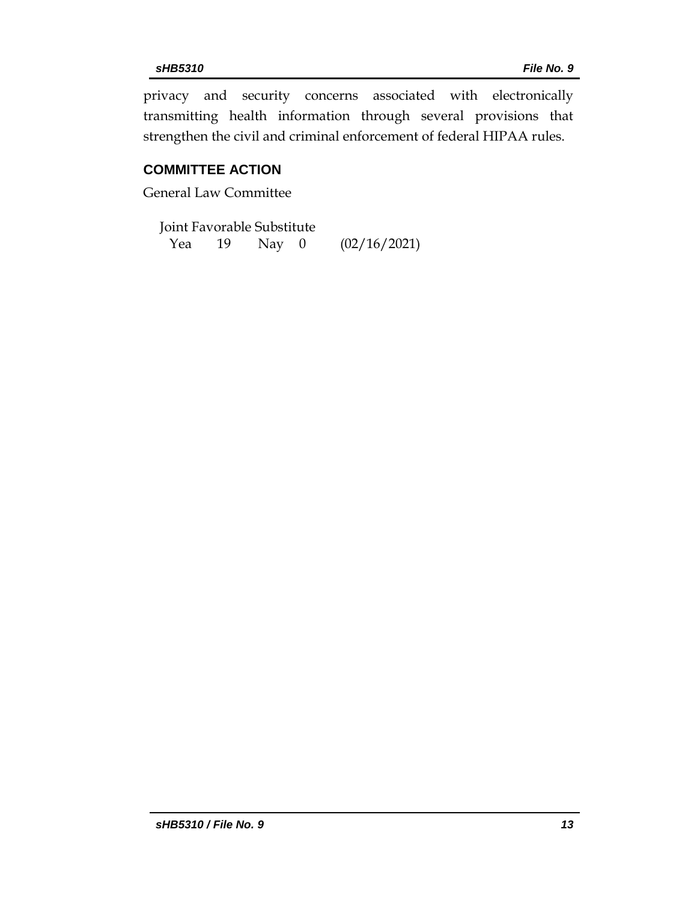privacy and security concerns associated with electronically transmitting health information through several provisions that strengthen the civil and criminal enforcement of federal HIPAA rules.

## COMMITTEE ACTION

General Law Committee

Joint Favorable Substitute
Yea 19 Nay 0 (02/16/2021)